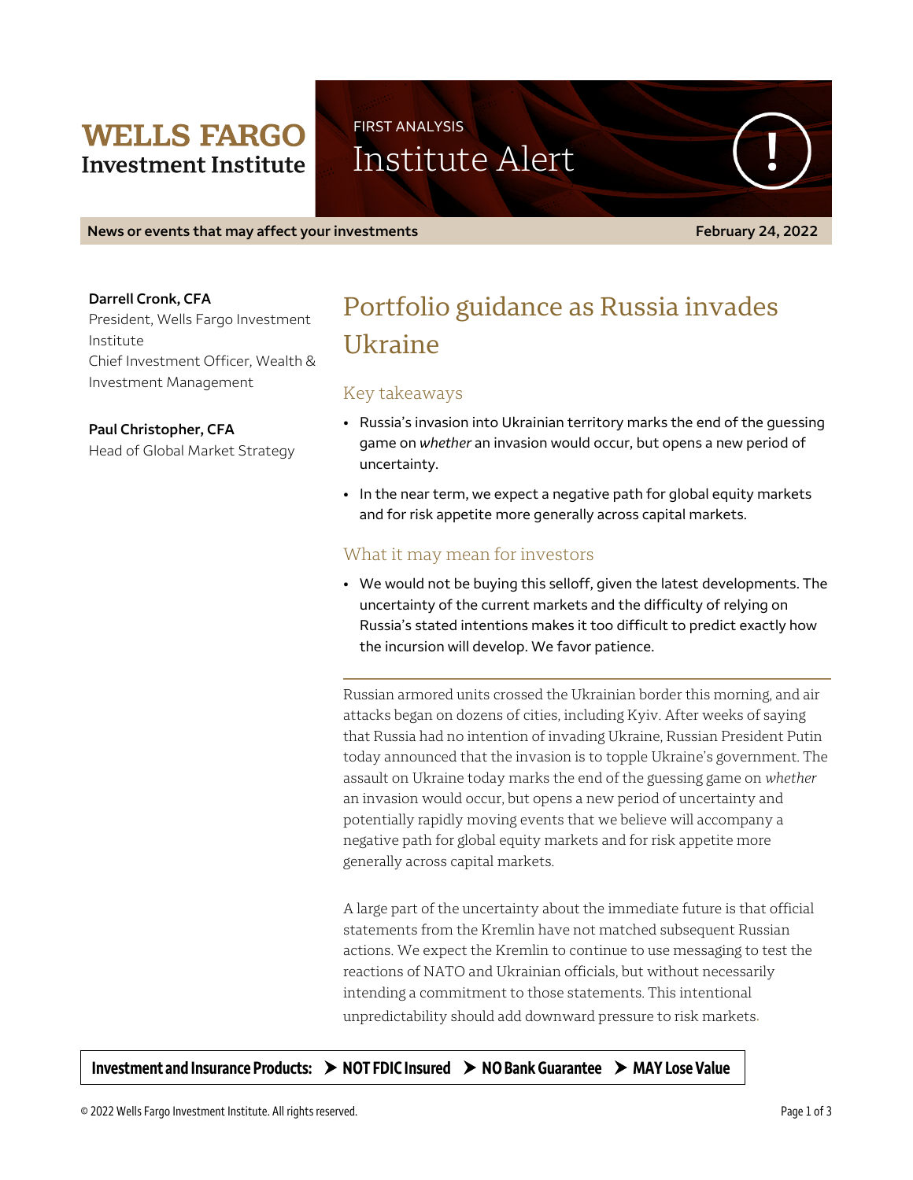**WELLS FARGO**
**Investment Institute**

FIRST ANALYSIS
Institute Alert

**News or events that may affect your investments** **February 24, 2022**

**Darrell Cronk, CFA**
President, Wells Fargo Investment Institute
Chief Investment Officer, Wealth & Investment Management

**Paul Christopher, CFA**
Head of Global Market Strategy

# Portfolio guidance as Russia invades Ukraine

## Key takeaways

- Russia's invasion into Ukrainian territory marks the end of the guessing game on *whether* an invasion would occur, but opens a new period of uncertainty.
- In the near term, we expect a negative path for global equity markets and for risk appetite more generally across capital markets.

## What it may mean for investors

- We would not be buying this selloff, given the latest developments. The uncertainty of the current markets and the difficulty of relying on Russia's stated intentions makes it too difficult to predict exactly how the incursion will develop. We favor patience.

---

Russian armored units crossed the Ukrainian border this morning, and air attacks began on dozens of cities, including Kyiv. After weeks of saying that Russia had no intention of invading Ukraine, Russian President Putin today announced that the invasion is to topple Ukraine's government. The assault on Ukraine today marks the end of the guessing game on *whether* an invasion would occur, but opens a new period of uncertainty and potentially rapidly moving events that we believe will accompany a negative path for global equity markets and for risk appetite more generally across capital markets.

A large part of the uncertainty about the immediate future is that official statements from the Kremlin have not matched subsequent Russian actions. We expect the Kremlin to continue to use messaging to test the reactions of NATO and Ukrainian officials, but without necessarily intending a commitment to those statements. This intentional unpredictability should add downward pressure to risk markets.

**Investment and Insurance Products: ➤ NOT FDIC Insured ➤ NO Bank Guarantee ➤ MAY Lose Value**

© 2022 Wells Fargo Investment Institute. All rights reserved.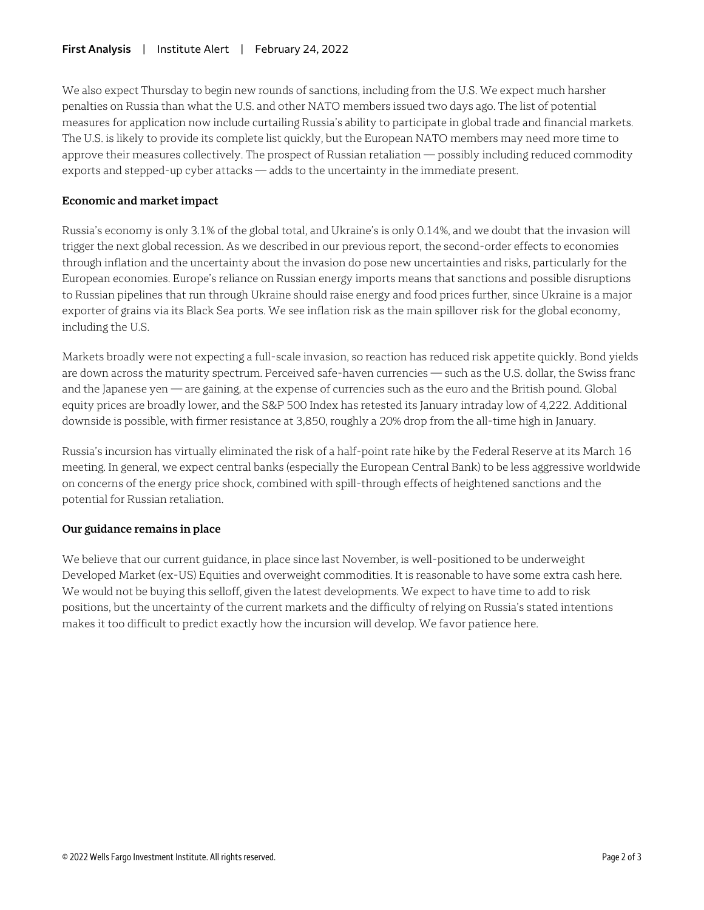We also expect Thursday to begin new rounds of sanctions, including from the U.S. We expect much harsher penalties on Russia than what the U.S. and other NATO members issued two days ago. The list of potential measures for application now include curtailing Russia's ability to participate in global trade and financial markets. The U.S. is likely to provide its complete list quickly, but the European NATO members may need more time to approve their measures collectively. The prospect of Russian retaliation — possibly including reduced commodity exports and stepped-up cyber attacks — adds to the uncertainty in the immediate present.

**Economic and market impact**

Russia's economy is only 3.1% of the global total, and Ukraine's is only 0.14%, and we doubt that the invasion will trigger the next global recession. As we described in our previous report, the second-order effects to economies through inflation and the uncertainty about the invasion do pose new uncertainties and risks, particularly for the European economies. Europe's reliance on Russian energy imports means that sanctions and possible disruptions to Russian pipelines that run through Ukraine should raise energy and food prices further, since Ukraine is a major exporter of grains via its Black Sea ports. We see inflation risk as the main spillover risk for the global economy, including the U.S.

Markets broadly were not expecting a full-scale invasion, so reaction has reduced risk appetite quickly. Bond yields are down across the maturity spectrum. Perceived safe-haven currencies — such as the U.S. dollar, the Swiss franc and the Japanese yen — are gaining, at the expense of currencies such as the euro and the British pound. Global equity prices are broadly lower, and the S&P 500 Index has retested its January intraday low of 4,222. Additional downside is possible, with firmer resistance at 3,850, roughly a 20% drop from the all-time high in January.

Russia's incursion has virtually eliminated the risk of a half-point rate hike by the Federal Reserve at its March 16 meeting. In general, we expect central banks (especially the European Central Bank) to be less aggressive worldwide on concerns of the energy price shock, combined with spill-through effects of heightened sanctions and the potential for Russian retaliation.

**Our guidance remains in place**

We believe that our current guidance, in place since last November, is well-positioned to be underweight Developed Market (ex-US) Equities and overweight commodities. It is reasonable to have some extra cash here. We would not be buying this selloff, given the latest developments. We expect to have time to add to risk positions, but the uncertainty of the current markets and the difficulty of relying on Russia's stated intentions makes it too difficult to predict exactly how the incursion will develop. We favor patience here.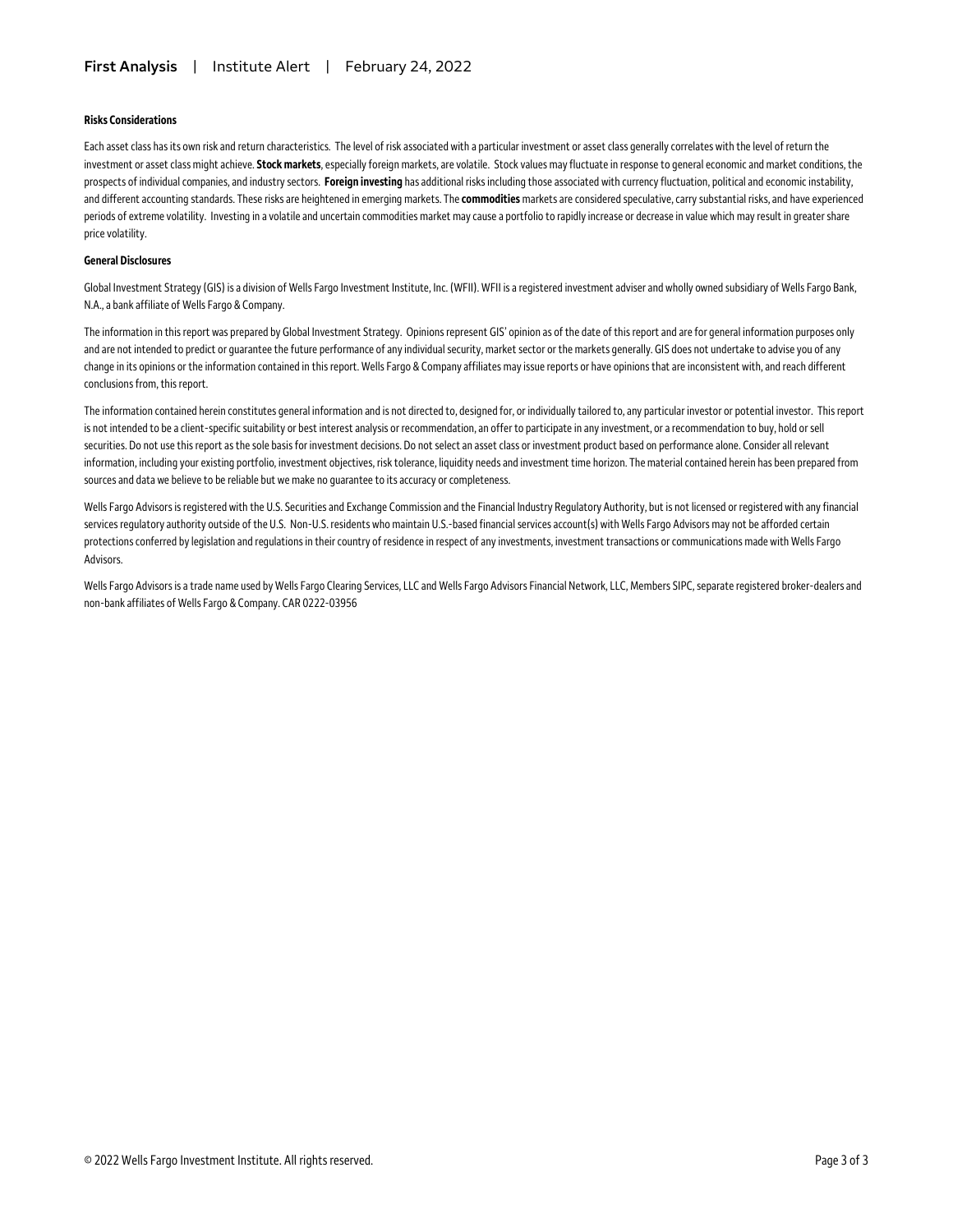**Risks Considerations**

Each asset class has its own risk and return characteristics. The level of risk associated with a particular investment or asset class generally correlates with the level of return the investment or asset class might achieve. **Stock markets**, especially foreign markets, are volatile. Stock values may fluctuate in response to general economic and market conditions, the prospects of individual companies, and industry sectors. **Foreign investing** has additional risks including those associated with currency fluctuation, political and economic instability, and different accounting standards. These risks are heightened in emerging markets. The **commodities** markets are considered speculative, carry substantial risks, and have experienced periods of extreme volatility. Investing in a volatile and uncertain commodities market may cause a portfolio to rapidly increase or decrease in value which may result in greater share price volatility.

**General Disclosures**

Global Investment Strategy (GIS) is a division of Wells Fargo Investment Institute, Inc. (WFII). WFII is a registered investment adviser and wholly owned subsidiary of Wells Fargo Bank, N.A., a bank affiliate of Wells Fargo & Company.

The information in this report was prepared by Global Investment Strategy. Opinions represent GIS' opinion as of the date of this report and are for general information purposes only and are not intended to predict or guarantee the future performance of any individual security, market sector or the markets generally. GIS does not undertake to advise you of any change in its opinions or the information contained in this report. Wells Fargo & Company affiliates may issue reports or have opinions that are inconsistent with, and reach different conclusions from, this report.

The information contained herein constitutes general information and is not directed to, designed for, or individually tailored to, any particular investor or potential investor. This report is not intended to be a client-specific suitability or best interest analysis or recommendation, an offer to participate in any investment, or a recommendation to buy, hold or sell securities. Do not use this report as the sole basis for investment decisions. Do not select an asset class or investment product based on performance alone. Consider all relevant information, including your existing portfolio, investment objectives, risk tolerance, liquidity needs and investment time horizon. The material contained herein has been prepared from sources and data we believe to be reliable but we make no guarantee to its accuracy or completeness.

Wells Fargo Advisors is registered with the U.S. Securities and Exchange Commission and the Financial Industry Regulatory Authority, but is not licensed or registered with any financial services regulatory authority outside of the U.S. Non-U.S. residents who maintain U.S.-based financial services account(s) with Wells Fargo Advisors may not be afforded certain protections conferred by legislation and regulations in their country of residence in respect of any investments, investment transactions or communications made with Wells Fargo Advisors.

Wells Fargo Advisors is a trade name used by Wells Fargo Clearing Services, LLC and Wells Fargo Advisors Financial Network, LLC, Members SIPC, separate registered broker-dealers and non-bank affiliates of Wells Fargo & Company. CAR 0222-03956

© 2022 Wells Fargo Investment Institute. All rights reserved.